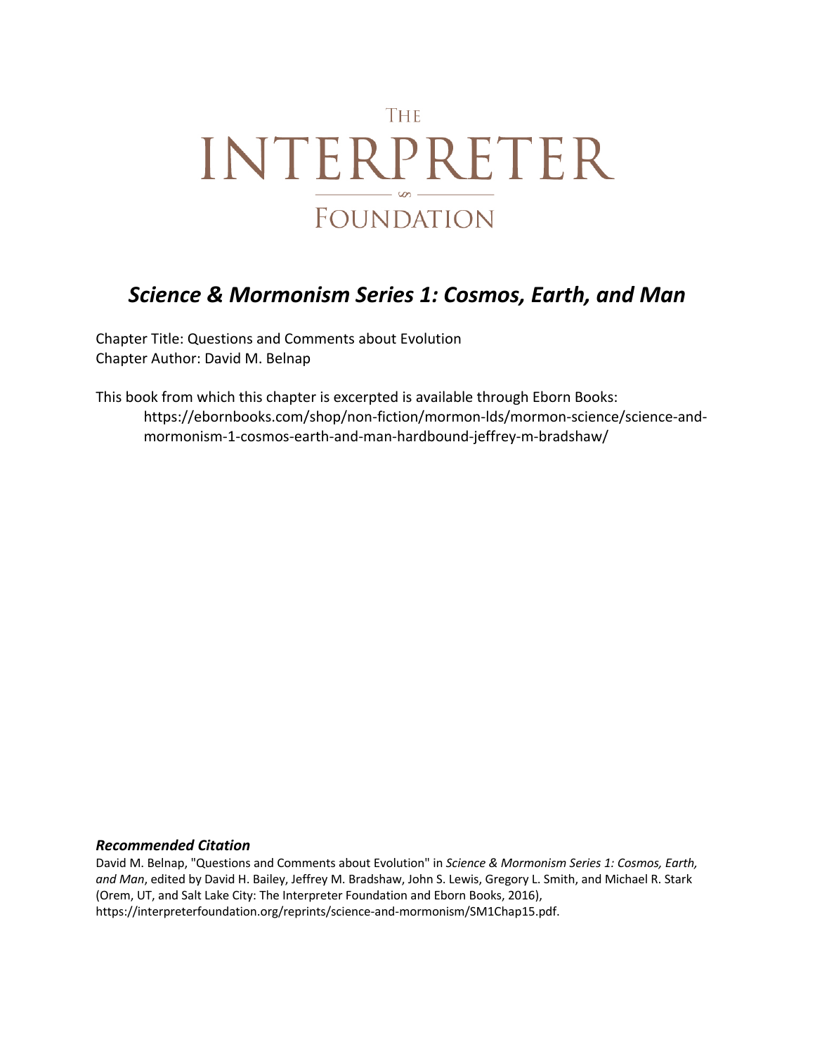# THE INTERPRETER FOUNDATION

## *Science & Mormonism Series 1: Cosmos, Earth, and Man*

Chapter Title: Questions and Comments about Evolution
Chapter Author: David M. Belnap

This book from which this chapter is excerpted is available through Eborn Books:
https://ebornbooks.com/shop/non-fiction/mormon-lds/mormon-science/science-and-mormonism-1-cosmos-earth-and-man-hardbound-jeffrey-m-bradshaw/

***Recommended Citation***

David M. Belnap, "Questions and Comments about Evolution" in *Science & Mormonism Series 1: Cosmos, Earth, and Man*, edited by David H. Bailey, Jeffrey M. Bradshaw, John S. Lewis, Gregory L. Smith, and Michael R. Stark (Orem, UT, and Salt Lake City: The Interpreter Foundation and Eborn Books, 2016), https://interpreterfoundation.org/reprints/science-and-mormonism/SM1Chap15.pdf.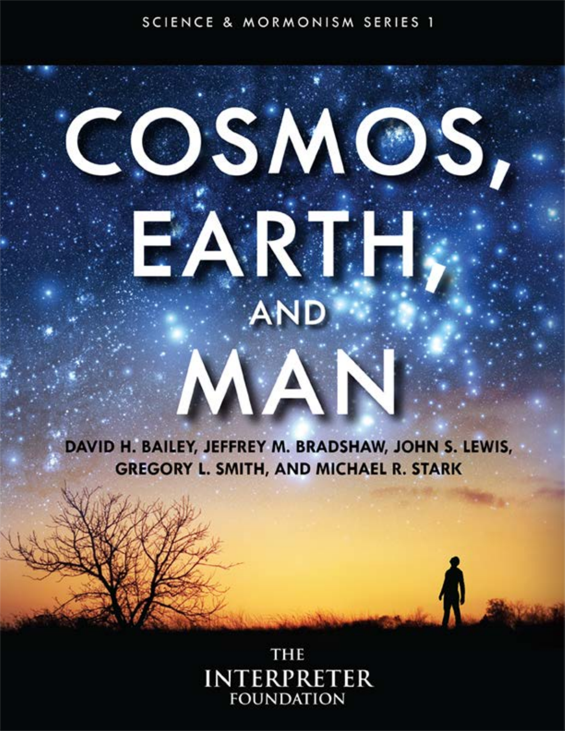SCIENCE & MORMONISM SERIES 1

# COSMOS, EARTH, AND MAN

DAVID H. BAILEY, JEFFREY M. BRADSHAW, JOHN S. LEWIS, GREGORY L. SMITH, AND MICHAEL R. STARK

THE INTERPRETER FOUNDATION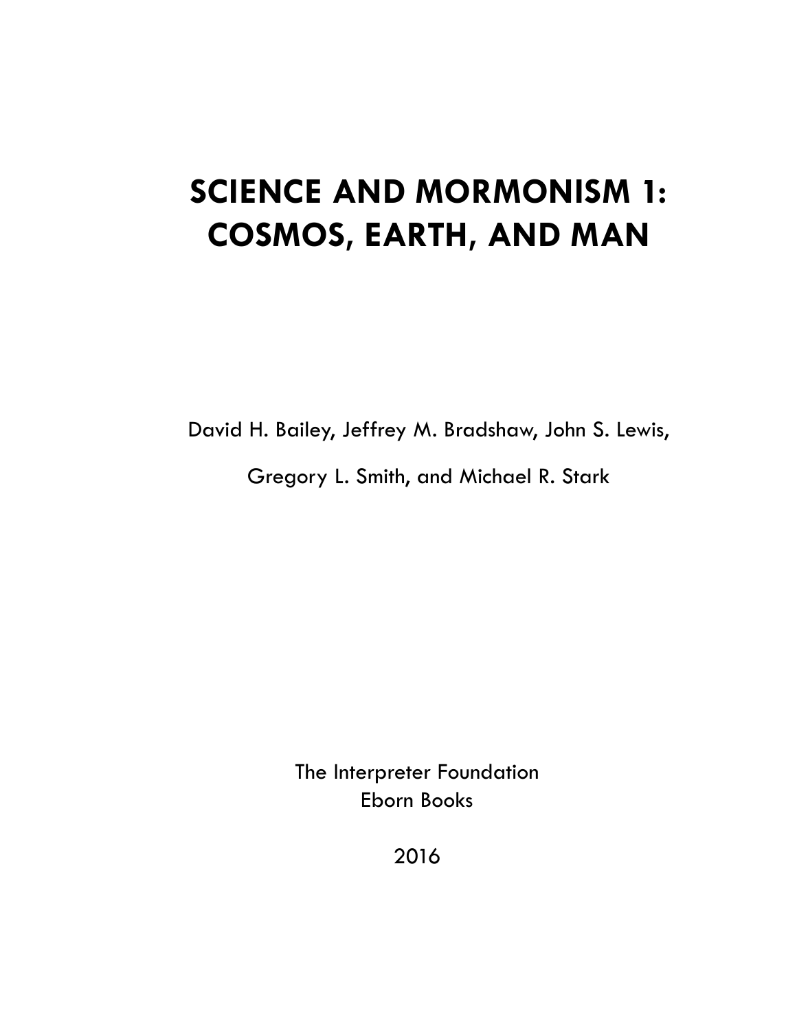# SCIENCE AND MORMONISM 1: COSMOS, EARTH, AND MAN

David H. Bailey, Jeffrey M. Bradshaw, John S. Lewis,

Gregory L. Smith, and Michael R. Stark

The Interpreter Foundation
Eborn Books

2016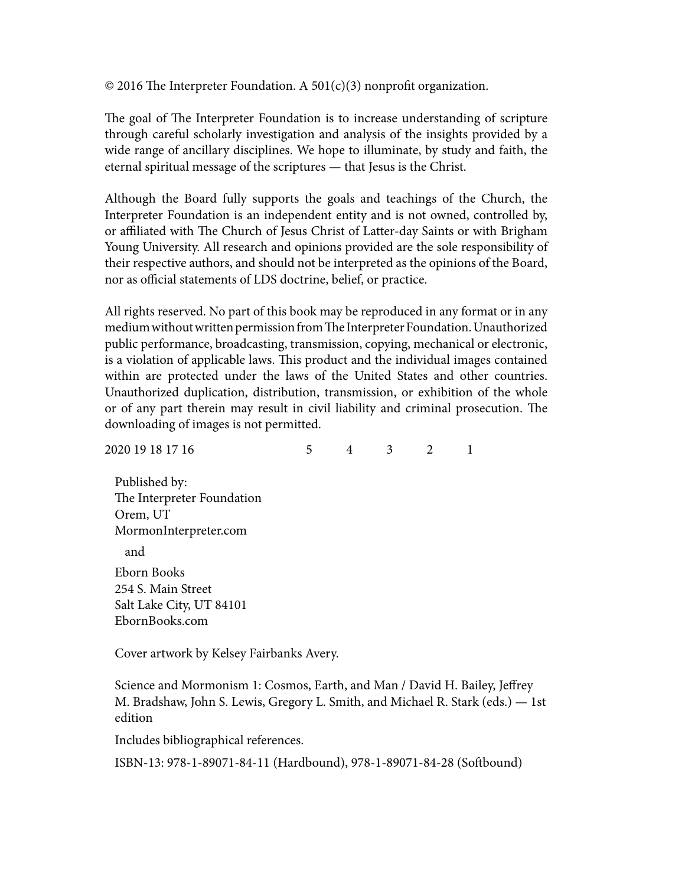© 2016 The Interpreter Foundation. A 501(c)(3) nonprofit organization.

The goal of The Interpreter Foundation is to increase understanding of scripture through careful scholarly investigation and analysis of the insights provided by a wide range of ancillary disciplines. We hope to illuminate, by study and faith, the eternal spiritual message of the scriptures — that Jesus is the Christ.

Although the Board fully supports the goals and teachings of the Church, the Interpreter Foundation is an independent entity and is not owned, controlled by, or affiliated with The Church of Jesus Christ of Latter-day Saints or with Brigham Young University. All research and opinions provided are the sole responsibility of their respective authors, and should not be interpreted as the opinions of the Board, nor as official statements of LDS doctrine, belief, or practice.

All rights reserved. No part of this book may be reproduced in any format or in any medium without written permission from The Interpreter Foundation. Unauthorized public performance, broadcasting, transmission, copying, mechanical or electronic, is a violation of applicable laws. This product and the individual images contained within are protected under the laws of the United States and other countries. Unauthorized duplication, distribution, transmission, or exhibition of the whole or of any part therein may result in civil liability and criminal prosecution. The downloading of images is not permitted.

2020 19 18 17 16 5 4 3 2 1

Published by:
The Interpreter Foundation
Orem, UT
MormonInterpreter.com

and

Eborn Books
254 S. Main Street
Salt Lake City, UT 84101
EbornBooks.com

Cover artwork by Kelsey Fairbanks Avery.

Science and Mormonism 1: Cosmos, Earth, and Man / David H. Bailey, Jeffrey M. Bradshaw, John S. Lewis, Gregory L. Smith, and Michael R. Stark (eds.) — 1st edition

Includes bibliographical references.

ISBN-13: 978-1-89071-84-11 (Hardbound), 978-1-89071-84-28 (Softbound)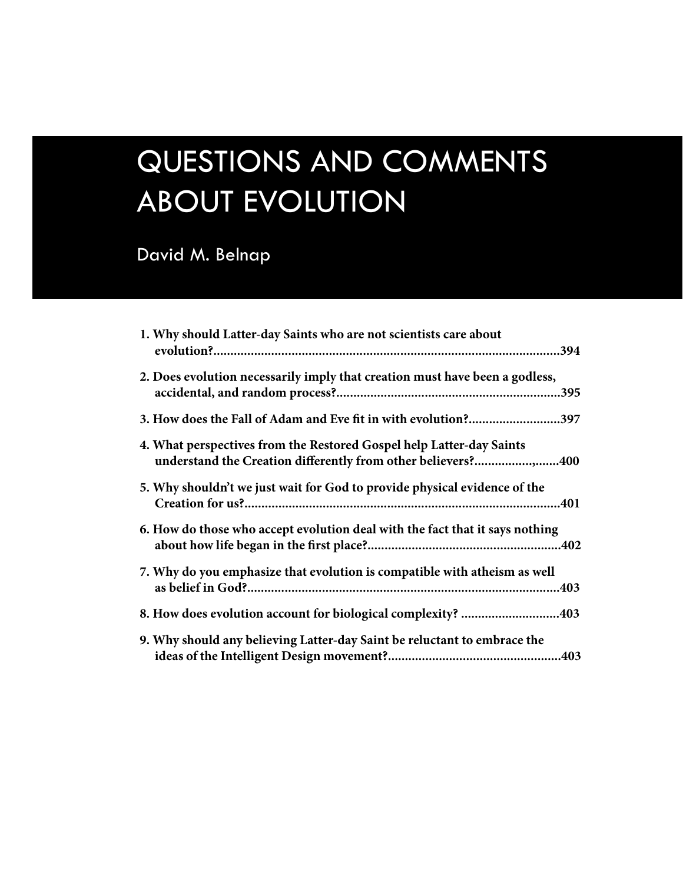# QUESTIONS AND COMMENTS ABOUT EVOLUTION

David M. Belnap

**1. Why should Latter-day Saints who are not scientists care about evolution?......................................................................................................394**

**2. Does evolution necessarily imply that creation must have been a godless, accidental, and random process?..................................................................395**

**3. How does the Fall of Adam and Eve fit in with evolution?...........................397**

**4. What perspectives from the Restored Gospel help Latter-day Saints understand the Creation differently from other believers?..............,.......400**

**5. Why shouldn't we just wait for God to provide physical evidence of the Creation for us?............................................................................................401**

**6. How do those who accept evolution deal with the fact that it says nothing about how life began in the first place?.........................................................402**

**7. Why do you emphasize that evolution is compatible with atheism as well as belief in God?...........................................................................................403**

**8. How does evolution account for biological complexity? .............................403**

**9. Why should any believing Latter-day Saint be reluctant to embrace the ideas of the Intelligent Design movement?...................................................403**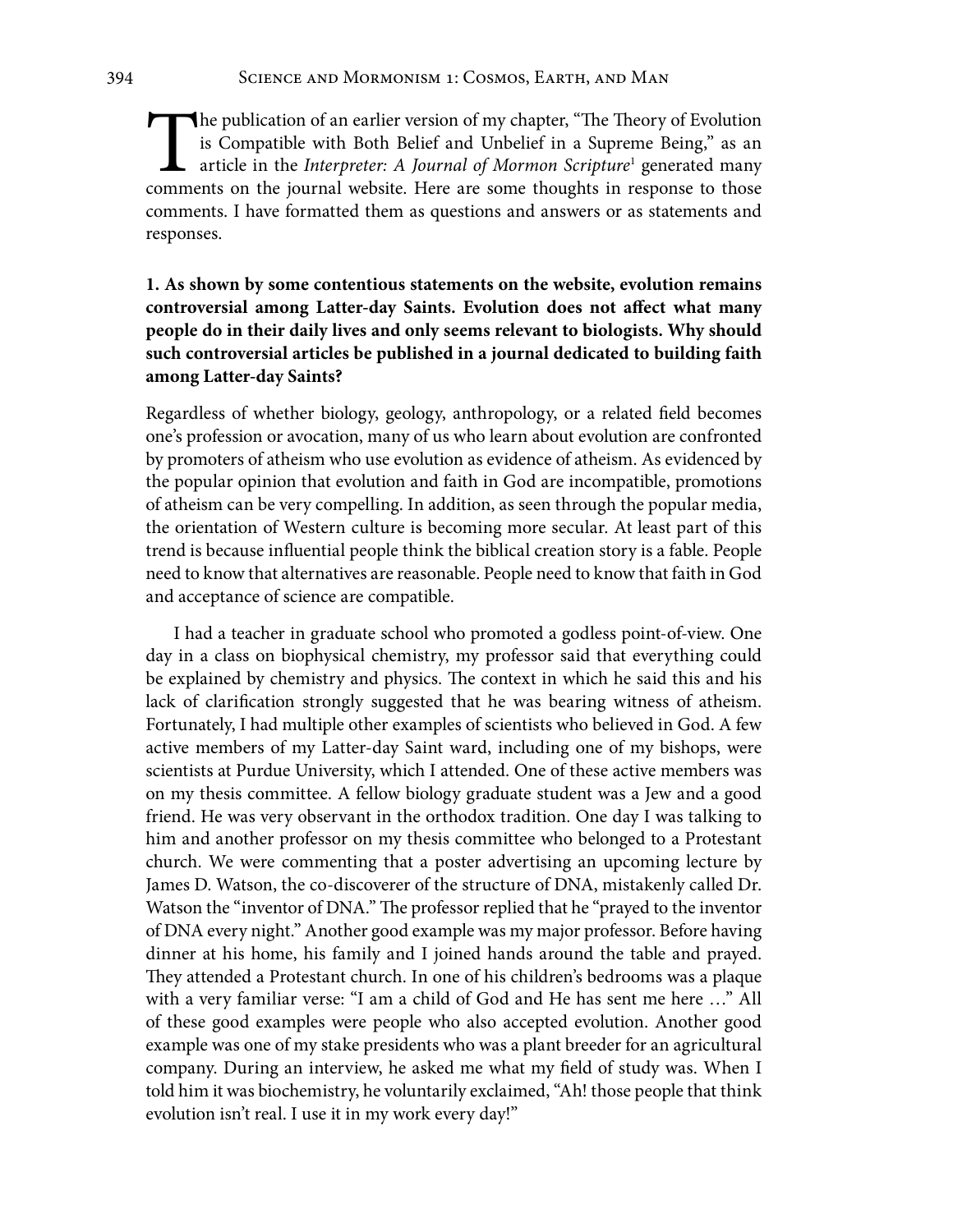The publication of an earlier version of my chapter, "The Theory of Evolution is Compatible with Both Belief and Unbelief in a Supreme Being," as an article in the *Interpreter: A Journal of Mormon Scripture*[1] generated many comments on the journal website. Here are some thoughts in response to those comments. I have formatted them as questions and answers or as statements and responses.

**1. As shown by some contentious statements on the website, evolution remains controversial among Latter-day Saints. Evolution does not affect what many people do in their daily lives and only seems relevant to biologists. Why should such controversial articles be published in a journal dedicated to building faith among Latter-day Saints?**

Regardless of whether biology, geology, anthropology, or a related field becomes one's profession or avocation, many of us who learn about evolution are confronted by promoters of atheism who use evolution as evidence of atheism. As evidenced by the popular opinion that evolution and faith in God are incompatible, promotions of atheism can be very compelling. In addition, as seen through the popular media, the orientation of Western culture is becoming more secular. At least part of this trend is because influential people think the biblical creation story is a fable. People need to know that alternatives are reasonable. People need to know that faith in God and acceptance of science are compatible.

I had a teacher in graduate school who promoted a godless point-of-view. One day in a class on biophysical chemistry, my professor said that everything could be explained by chemistry and physics. The context in which he said this and his lack of clarification strongly suggested that he was bearing witness of atheism. Fortunately, I had multiple other examples of scientists who believed in God. A few active members of my Latter-day Saint ward, including one of my bishops, were scientists at Purdue University, which I attended. One of these active members was on my thesis committee. A fellow biology graduate student was a Jew and a good friend. He was very observant in the orthodox tradition. One day I was talking to him and another professor on my thesis committee who belonged to a Protestant church. We were commenting that a poster advertising an upcoming lecture by James D. Watson, the co-discoverer of the structure of DNA, mistakenly called Dr. Watson the "inventor of DNA." The professor replied that he "prayed to the inventor of DNA every night." Another good example was my major professor. Before having dinner at his home, his family and I joined hands around the table and prayed. They attended a Protestant church. In one of his children's bedrooms was a plaque with a very familiar verse: "I am a child of God and He has sent me here …" All of these good examples were people who also accepted evolution. Another good example was one of my stake presidents who was a plant breeder for an agricultural company. During an interview, he asked me what my field of study was. When I told him it was biochemistry, he voluntarily exclaimed, "Ah! those people that think evolution isn't real. I use it in my work every day!"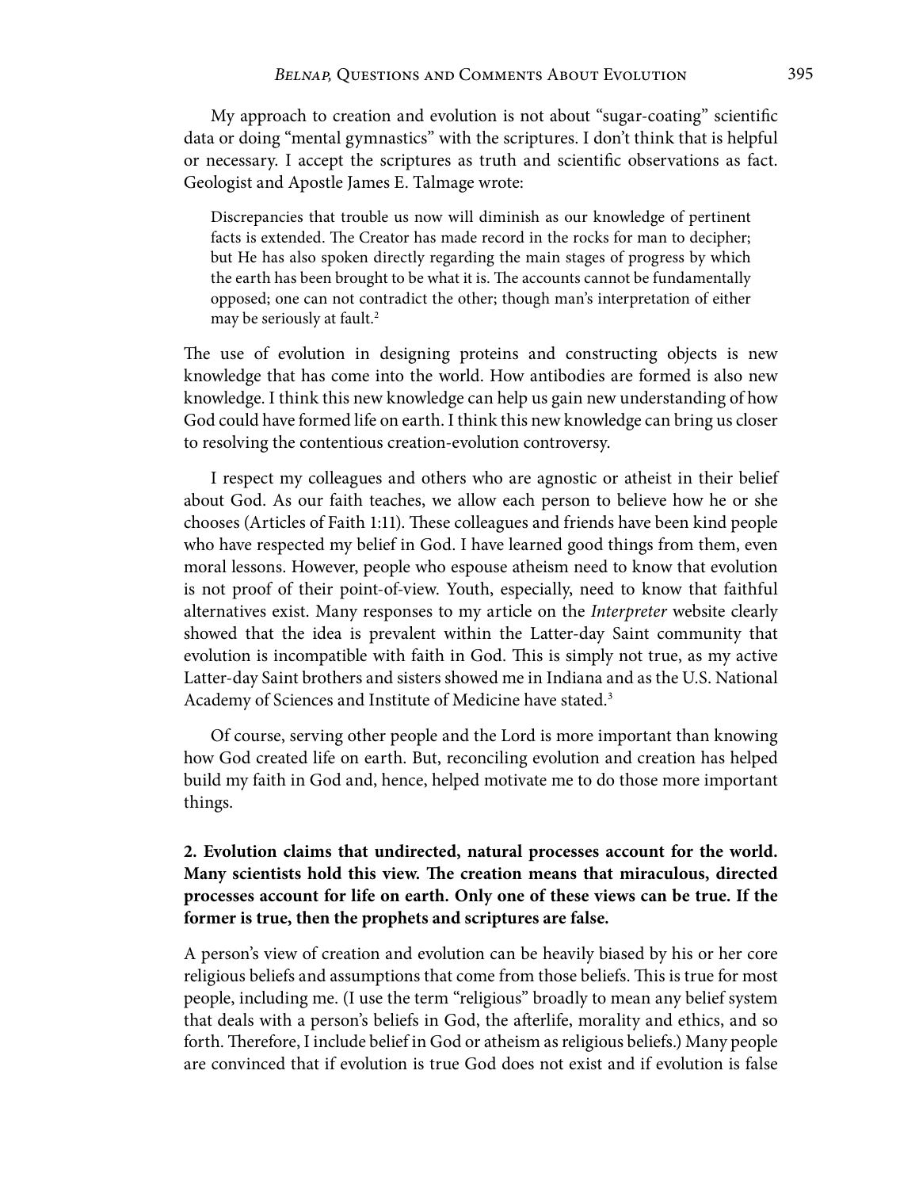My approach to creation and evolution is not about "sugar-coating" scientific data or doing "mental gymnastics" with the scriptures. I don't think that is helpful or necessary. I accept the scriptures as truth and scientific observations as fact. Geologist and Apostle James E. Talmage wrote:

> Discrepancies that trouble us now will diminish as our knowledge of pertinent facts is extended. The Creator has made record in the rocks for man to decipher; but He has also spoken directly regarding the main stages of progress by which the earth has been brought to be what it is. The accounts cannot be fundamentally opposed; one can not contradict the other; though man's interpretation of either may be seriously at fault.[2]

The use of evolution in designing proteins and constructing objects is new knowledge that has come into the world. How antibodies are formed is also new knowledge. I think this new knowledge can help us gain new understanding of how God could have formed life on earth. I think this new knowledge can bring us closer to resolving the contentious creation-evolution controversy.

I respect my colleagues and others who are agnostic or atheist in their belief about God. As our faith teaches, we allow each person to believe how he or she chooses (Articles of Faith 1:11). These colleagues and friends have been kind people who have respected my belief in God. I have learned good things from them, even moral lessons. However, people who espouse atheism need to know that evolution is not proof of their point-of-view. Youth, especially, need to know that faithful alternatives exist. Many responses to my article on the *Interpreter* website clearly showed that the idea is prevalent within the Latter-day Saint community that evolution is incompatible with faith in God. This is simply not true, as my active Latter-day Saint brothers and sisters showed me in Indiana and as the U.S. National Academy of Sciences and Institute of Medicine have stated.[3]

Of course, serving other people and the Lord is more important than knowing how God created life on earth. But, reconciling evolution and creation has helped build my faith in God and, hence, helped motivate me to do those more important things.

**2. Evolution claims that undirected, natural processes account for the world. Many scientists hold this view. The creation means that miraculous, directed processes account for life on earth. Only one of these views can be true. If the former is true, then the prophets and scriptures are false.**

A person's view of creation and evolution can be heavily biased by his or her core religious beliefs and assumptions that come from those beliefs. This is true for most people, including me. (I use the term "religious" broadly to mean any belief system that deals with a person's beliefs in God, the afterlife, morality and ethics, and so forth. Therefore, I include belief in God or atheism as religious beliefs.) Many people are convinced that if evolution is true God does not exist and if evolution is false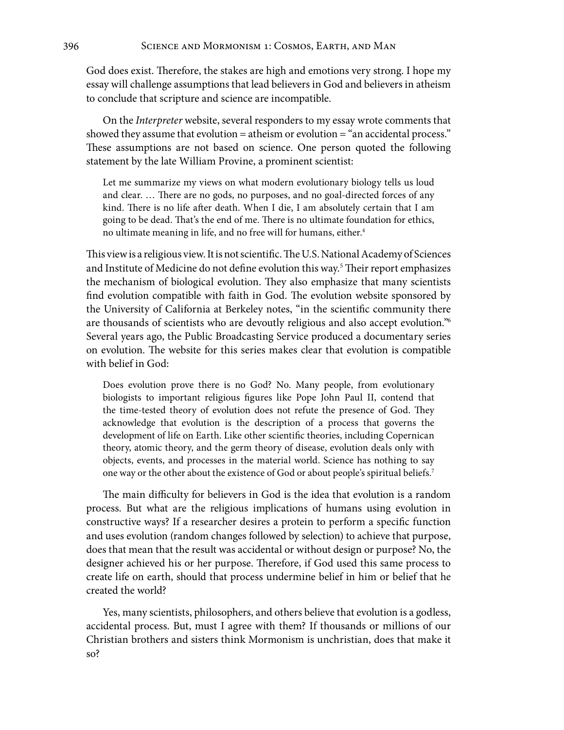God does exist. Therefore, the stakes are high and emotions very strong. I hope my essay will challenge assumptions that lead believers in God and believers in atheism to conclude that scripture and science are incompatible.

On the *Interpreter* website, several responders to my essay wrote comments that showed they assume that evolution = atheism or evolution = "an accidental process." These assumptions are not based on science. One person quoted the following statement by the late William Provine, a prominent scientist:

> Let me summarize my views on what modern evolutionary biology tells us loud and clear. … There are no gods, no purposes, and no goal-directed forces of any kind. There is no life after death. When I die, I am absolutely certain that I am going to be dead. That's the end of me. There is no ultimate foundation for ethics, no ultimate meaning in life, and no free will for humans, either.[4]

This view is a religious view. It is not scientific. The U.S. National Academy of Sciences and Institute of Medicine do not define evolution this way.[5] Their report emphasizes the mechanism of biological evolution. They also emphasize that many scientists find evolution compatible with faith in God. The evolution website sponsored by the University of California at Berkeley notes, "in the scientific community there are thousands of scientists who are devoutly religious and also accept evolution."[6] Several years ago, the Public Broadcasting Service produced a documentary series on evolution. The website for this series makes clear that evolution is compatible with belief in God:

> Does evolution prove there is no God? No. Many people, from evolutionary biologists to important religious figures like Pope John Paul II, contend that the time-tested theory of evolution does not refute the presence of God. They acknowledge that evolution is the description of a process that governs the development of life on Earth. Like other scientific theories, including Copernican theory, atomic theory, and the germ theory of disease, evolution deals only with objects, events, and processes in the material world. Science has nothing to say one way or the other about the existence of God or about people's spiritual beliefs.[7]

The main difficulty for believers in God is the idea that evolution is a random process. But what are the religious implications of humans using evolution in constructive ways? If a researcher desires a protein to perform a specific function and uses evolution (random changes followed by selection) to achieve that purpose, does that mean that the result was accidental or without design or purpose? No, the designer achieved his or her purpose. Therefore, if God used this same process to create life on earth, should that process undermine belief in him or belief that he created the world?

Yes, many scientists, philosophers, and others believe that evolution is a godless, accidental process. But, must I agree with them? If thousands or millions of our Christian brothers and sisters think Mormonism is unchristian, does that make it so?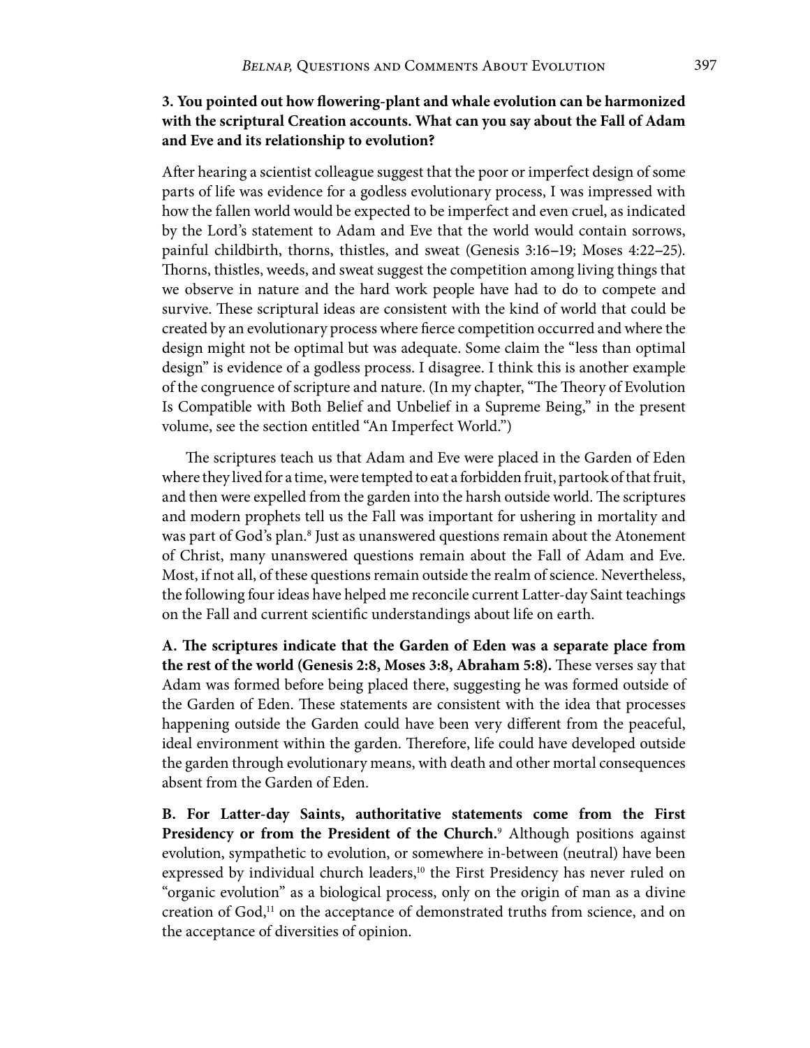**3. You pointed out how flowering-plant and whale evolution can be harmonized with the scriptural Creation accounts. What can you say about the Fall of Adam and Eve and its relationship to evolution?**

After hearing a scientist colleague suggest that the poor or imperfect design of some parts of life was evidence for a godless evolutionary process, I was impressed with how the fallen world would be expected to be imperfect and even cruel, as indicated by the Lord's statement to Adam and Eve that the world would contain sorrows, painful childbirth, thorns, thistles, and sweat (Genesis 3:16–19; Moses 4:22–25). Thorns, thistles, weeds, and sweat suggest the competition among living things that we observe in nature and the hard work people have had to do to compete and survive. These scriptural ideas are consistent with the kind of world that could be created by an evolutionary process where fierce competition occurred and where the design might not be optimal but was adequate. Some claim the "less than optimal design" is evidence of a godless process. I disagree. I think this is another example of the congruence of scripture and nature. (In my chapter, "The Theory of Evolution Is Compatible with Both Belief and Unbelief in a Supreme Being," in the present volume, see the section entitled "An Imperfect World.")

The scriptures teach us that Adam and Eve were placed in the Garden of Eden where they lived for a time, were tempted to eat a forbidden fruit, partook of that fruit, and then were expelled from the garden into the harsh outside world. The scriptures and modern prophets tell us the Fall was important for ushering in mortality and was part of God's plan.[8] Just as unanswered questions remain about the Atonement of Christ, many unanswered questions remain about the Fall of Adam and Eve. Most, if not all, of these questions remain outside the realm of science. Nevertheless, the following four ideas have helped me reconcile current Latter-day Saint teachings on the Fall and current scientific understandings about life on earth.

**A. The scriptures indicate that the Garden of Eden was a separate place from the rest of the world (Genesis 2:8, Moses 3:8, Abraham 5:8).** These verses say that Adam was formed before being placed there, suggesting he was formed outside of the Garden of Eden. These statements are consistent with the idea that processes happening outside the Garden could have been very different from the peaceful, ideal environment within the garden. Therefore, life could have developed outside the garden through evolutionary means, with death and other mortal consequences absent from the Garden of Eden.

**B. For Latter-day Saints, authoritative statements come from the First Presidency or from the President of the Church.**[9] Although positions against evolution, sympathetic to evolution, or somewhere in-between (neutral) have been expressed by individual church leaders,[10] the First Presidency has never ruled on "organic evolution" as a biological process, only on the origin of man as a divine creation of God,[11] on the acceptance of demonstrated truths from science, and on the acceptance of diversities of opinion.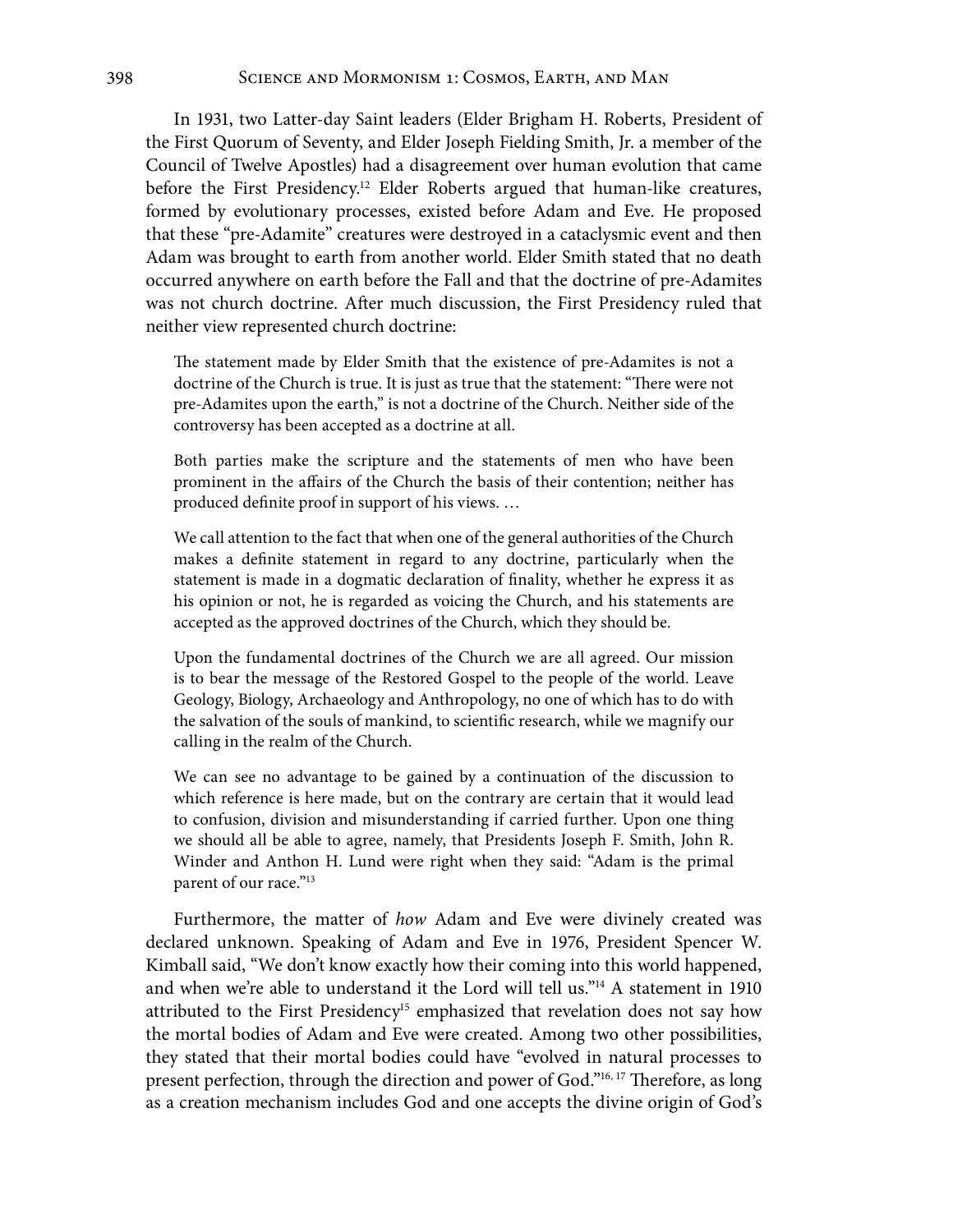In 1931, two Latter-day Saint leaders (Elder Brigham H. Roberts, President of the First Quorum of Seventy, and Elder Joseph Fielding Smith, Jr. a member of the Council of Twelve Apostles) had a disagreement over human evolution that came before the First Presidency.[12] Elder Roberts argued that human-like creatures, formed by evolutionary processes, existed before Adam and Eve. He proposed that these "pre-Adamite" creatures were destroyed in a cataclysmic event and then Adam was brought to earth from another world. Elder Smith stated that no death occurred anywhere on earth before the Fall and that the doctrine of pre-Adamites was not church doctrine. After much discussion, the First Presidency ruled that neither view represented church doctrine:

> The statement made by Elder Smith that the existence of pre-Adamites is not a doctrine of the Church is true. It is just as true that the statement: "There were not pre-Adamites upon the earth," is not a doctrine of the Church. Neither side of the controversy has been accepted as a doctrine at all.
>
> Both parties make the scripture and the statements of men who have been prominent in the affairs of the Church the basis of their contention; neither has produced definite proof in support of his views. …
>
> We call attention to the fact that when one of the general authorities of the Church makes a definite statement in regard to any doctrine, particularly when the statement is made in a dogmatic declaration of finality, whether he express it as his opinion or not, he is regarded as voicing the Church, and his statements are accepted as the approved doctrines of the Church, which they should be.
>
> Upon the fundamental doctrines of the Church we are all agreed. Our mission is to bear the message of the Restored Gospel to the people of the world. Leave Geology, Biology, Archaeology and Anthropology, no one of which has to do with the salvation of the souls of mankind, to scientific research, while we magnify our calling in the realm of the Church.
>
> We can see no advantage to be gained by a continuation of the discussion to which reference is here made, but on the contrary are certain that it would lead to confusion, division and misunderstanding if carried further. Upon one thing we should all be able to agree, namely, that Presidents Joseph F. Smith, John R. Winder and Anthon H. Lund were right when they said: "Adam is the primal parent of our race."[13]

Furthermore, the matter of *how* Adam and Eve were divinely created was declared unknown. Speaking of Adam and Eve in 1976, President Spencer W. Kimball said, "We don't know exactly how their coming into this world happened, and when we're able to understand it the Lord will tell us."[14] A statement in 1910 attributed to the First Presidency[15] emphasized that revelation does not say how the mortal bodies of Adam and Eve were created. Among two other possibilities, they stated that their mortal bodies could have "evolved in natural processes to present perfection, through the direction and power of God."[16, 17] Therefore, as long as a creation mechanism includes God and one accepts the divine origin of God's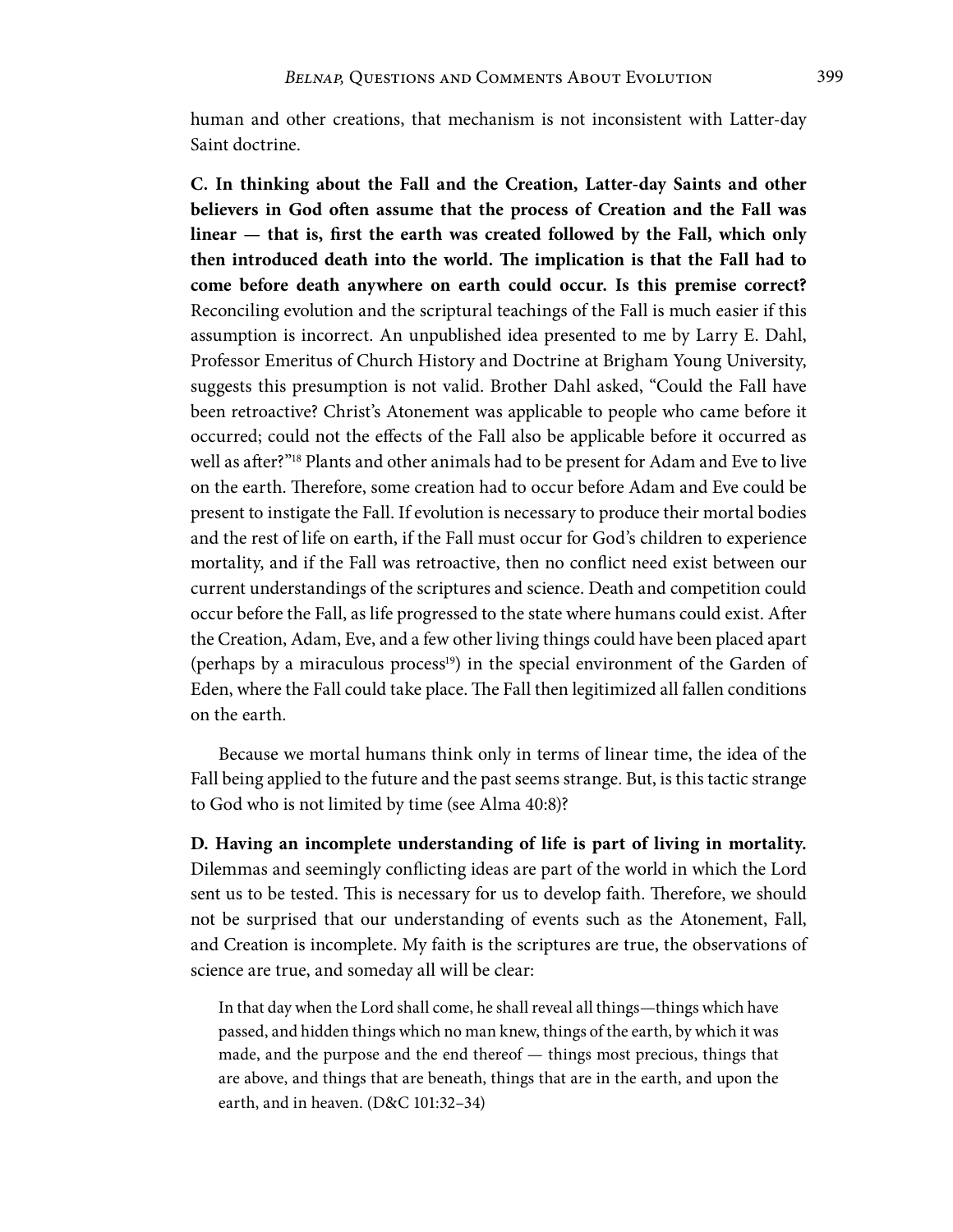human and other creations, that mechanism is not inconsistent with Latter-day Saint doctrine.

**C. In thinking about the Fall and the Creation, Latter-day Saints and other believers in God often assume that the process of Creation and the Fall was linear — that is, first the earth was created followed by the Fall, which only then introduced death into the world. The implication is that the Fall had to come before death anywhere on earth could occur. Is this premise correct?** Reconciling evolution and the scriptural teachings of the Fall is much easier if this assumption is incorrect. An unpublished idea presented to me by Larry E. Dahl, Professor Emeritus of Church History and Doctrine at Brigham Young University, suggests this presumption is not valid. Brother Dahl asked, "Could the Fall have been retroactive? Christ's Atonement was applicable to people who came before it occurred; could not the effects of the Fall also be applicable before it occurred as well as after?"[18] Plants and other animals had to be present for Adam and Eve to live on the earth. Therefore, some creation had to occur before Adam and Eve could be present to instigate the Fall. If evolution is necessary to produce their mortal bodies and the rest of life on earth, if the Fall must occur for God's children to experience mortality, and if the Fall was retroactive, then no conflict need exist between our current understandings of the scriptures and science. Death and competition could occur before the Fall, as life progressed to the state where humans could exist. After the Creation, Adam, Eve, and a few other living things could have been placed apart (perhaps by a miraculous process[19]) in the special environment of the Garden of Eden, where the Fall could take place. The Fall then legitimized all fallen conditions on the earth.

Because we mortal humans think only in terms of linear time, the idea of the Fall being applied to the future and the past seems strange. But, is this tactic strange to God who is not limited by time (see Alma 40:8)?

**D. Having an incomplete understanding of life is part of living in mortality.** Dilemmas and seemingly conflicting ideas are part of the world in which the Lord sent us to be tested. This is necessary for us to develop faith. Therefore, we should not be surprised that our understanding of events such as the Atonement, Fall, and Creation is incomplete. My faith is the scriptures are true, the observations of science are true, and someday all will be clear:

> In that day when the Lord shall come, he shall reveal all things—things which have passed, and hidden things which no man knew, things of the earth, by which it was made, and the purpose and the end thereof — things most precious, things that are above, and things that are beneath, things that are in the earth, and upon the earth, and in heaven. (D&C 101:32–34)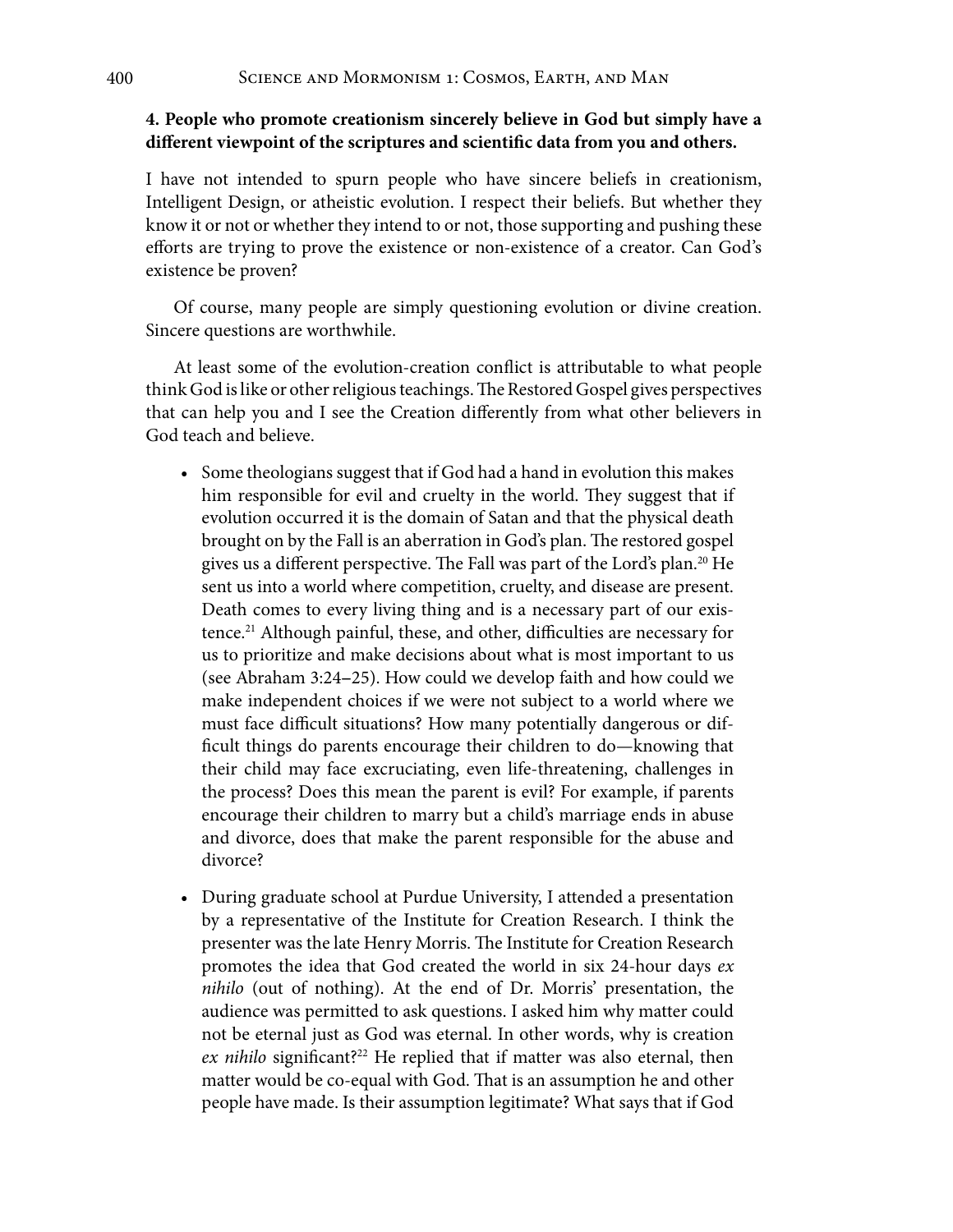**4. People who promote creationism sincerely believe in God but simply have a different viewpoint of the scriptures and scientific data from you and others.**

I have not intended to spurn people who have sincere beliefs in creationism, Intelligent Design, or atheistic evolution. I respect their beliefs. But whether they know it or not or whether they intend to or not, those supporting and pushing these efforts are trying to prove the existence or non-existence of a creator. Can God's existence be proven?

Of course, many people are simply questioning evolution or divine creation. Sincere questions are worthwhile.

At least some of the evolution-creation conflict is attributable to what people think God is like or other religious teachings. The Restored Gospel gives perspectives that can help you and I see the Creation differently from what other believers in God teach and believe.

- Some theologians suggest that if God had a hand in evolution this makes him responsible for evil and cruelty in the world. They suggest that if evolution occurred it is the domain of Satan and that the physical death brought on by the Fall is an aberration in God's plan. The restored gospel gives us a different perspective. The Fall was part of the Lord's plan.[20] He sent us into a world where competition, cruelty, and disease are present. Death comes to every living thing and is a necessary part of our existence.[21] Although painful, these, and other, difficulties are necessary for us to prioritize and make decisions about what is most important to us (see Abraham 3:24–25). How could we develop faith and how could we make independent choices if we were not subject to a world where we must face difficult situations? How many potentially dangerous or difficult things do parents encourage their children to do—knowing that their child may face excruciating, even life-threatening, challenges in the process? Does this mean the parent is evil? For example, if parents encourage their children to marry but a child's marriage ends in abuse and divorce, does that make the parent responsible for the abuse and divorce?

- During graduate school at Purdue University, I attended a presentation by a representative of the Institute for Creation Research. I think the presenter was the late Henry Morris. The Institute for Creation Research promotes the idea that God created the world in six 24-hour days *ex nihilo* (out of nothing). At the end of Dr. Morris' presentation, the audience was permitted to ask questions. I asked him why matter could not be eternal just as God was eternal. In other words, why is creation *ex nihilo* significant?[22] He replied that if matter was also eternal, then matter would be co-equal with God. That is an assumption he and other people have made. Is their assumption legitimate? What says that if God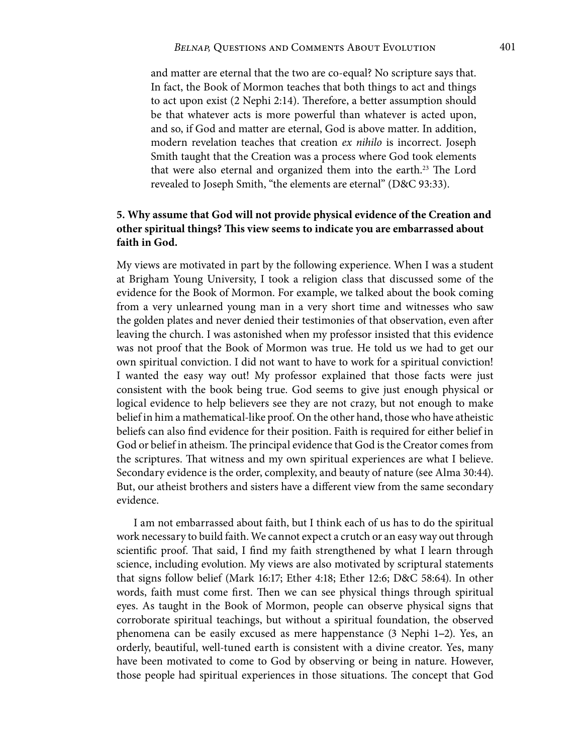and matter are eternal that the two are co-equal? No scripture says that. In fact, the Book of Mormon teaches that both things to act and things to act upon exist (2 Nephi 2:14). Therefore, a better assumption should be that whatever acts is more powerful than whatever is acted upon, and so, if God and matter are eternal, God is above matter. In addition, modern revelation teaches that creation *ex nihilo* is incorrect. Joseph Smith taught that the Creation was a process where God took elements that were also eternal and organized them into the earth.[23] The Lord revealed to Joseph Smith, "the elements are eternal" (D&C 93:33).

### 5. Why assume that God will not provide physical evidence of the Creation and other spiritual things? This view seems to indicate you are embarrassed about faith in God.

My views are motivated in part by the following experience. When I was a student at Brigham Young University, I took a religion class that discussed some of the evidence for the Book of Mormon. For example, we talked about the book coming from a very unlearned young man in a very short time and witnesses who saw the golden plates and never denied their testimonies of that observation, even after leaving the church. I was astonished when my professor insisted that this evidence was not proof that the Book of Mormon was true. He told us we had to get our own spiritual conviction. I did not want to have to work for a spiritual conviction! I wanted the easy way out! My professor explained that those facts were just consistent with the book being true. God seems to give just enough physical or logical evidence to help believers see they are not crazy, but not enough to make belief in him a mathematical-like proof. On the other hand, those who have atheistic beliefs can also find evidence for their position. Faith is required for either belief in God or belief in atheism. The principal evidence that God is the Creator comes from the scriptures. That witness and my own spiritual experiences are what I believe. Secondary evidence is the order, complexity, and beauty of nature (see Alma 30:44). But, our atheist brothers and sisters have a different view from the same secondary evidence.

I am not embarrassed about faith, but I think each of us has to do the spiritual work necessary to build faith. We cannot expect a crutch or an easy way out through scientific proof. That said, I find my faith strengthened by what I learn through science, including evolution. My views are also motivated by scriptural statements that signs follow belief (Mark 16:17; Ether 4:18; Ether 12:6; D&C 58:64). In other words, faith must come first. Then we can see physical things through spiritual eyes. As taught in the Book of Mormon, people can observe physical signs that corroborate spiritual teachings, but without a spiritual foundation, the observed phenomena can be easily excused as mere happenstance (3 Nephi 1–2). Yes, an orderly, beautiful, well-tuned earth is consistent with a divine creator. Yes, many have been motivated to come to God by observing or being in nature. However, those people had spiritual experiences in those situations. The concept that God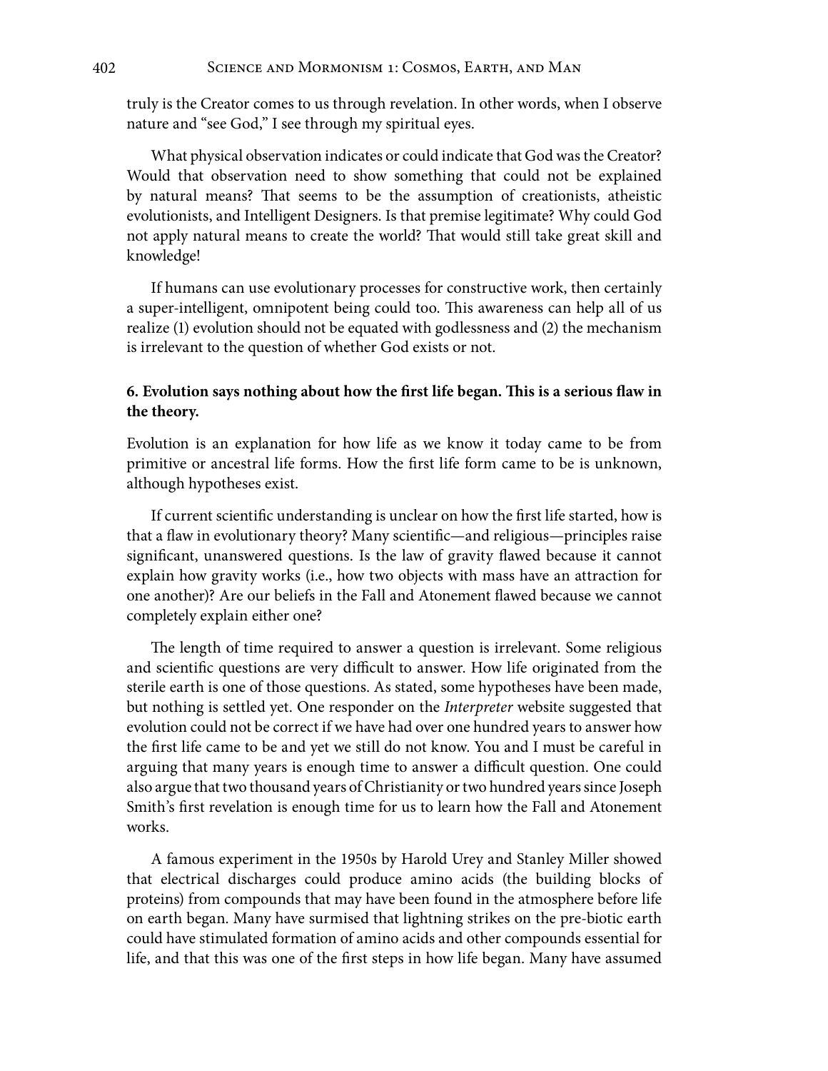truly is the Creator comes to us through revelation. In other words, when I observe nature and "see God," I see through my spiritual eyes.

What physical observation indicates or could indicate that God was the Creator? Would that observation need to show something that could not be explained by natural means? That seems to be the assumption of creationists, atheistic evolutionists, and Intelligent Designers. Is that premise legitimate? Why could God not apply natural means to create the world? That would still take great skill and knowledge!

If humans can use evolutionary processes for constructive work, then certainly a super-intelligent, omnipotent being could too. This awareness can help all of us realize (1) evolution should not be equated with godlessness and (2) the mechanism is irrelevant to the question of whether God exists or not.

### 6. Evolution says nothing about how the first life began. This is a serious flaw in the theory.

Evolution is an explanation for how life as we know it today came to be from primitive or ancestral life forms. How the first life form came to be is unknown, although hypotheses exist.

If current scientific understanding is unclear on how the first life started, how is that a flaw in evolutionary theory? Many scientific—and religious—principles raise significant, unanswered questions. Is the law of gravity flawed because it cannot explain how gravity works (i.e., how two objects with mass have an attraction for one another)? Are our beliefs in the Fall and Atonement flawed because we cannot completely explain either one?

The length of time required to answer a question is irrelevant. Some religious and scientific questions are very difficult to answer. How life originated from the sterile earth is one of those questions. As stated, some hypotheses have been made, but nothing is settled yet. One responder on the *Interpreter* website suggested that evolution could not be correct if we have had over one hundred years to answer how the first life came to be and yet we still do not know. You and I must be careful in arguing that many years is enough time to answer a difficult question. One could also argue that two thousand years of Christianity or two hundred years since Joseph Smith's first revelation is enough time for us to learn how the Fall and Atonement works.

A famous experiment in the 1950s by Harold Urey and Stanley Miller showed that electrical discharges could produce amino acids (the building blocks of proteins) from compounds that may have been found in the atmosphere before life on earth began. Many have surmised that lightning strikes on the pre-biotic earth could have stimulated formation of amino acids and other compounds essential for life, and that this was one of the first steps in how life began. Many have assumed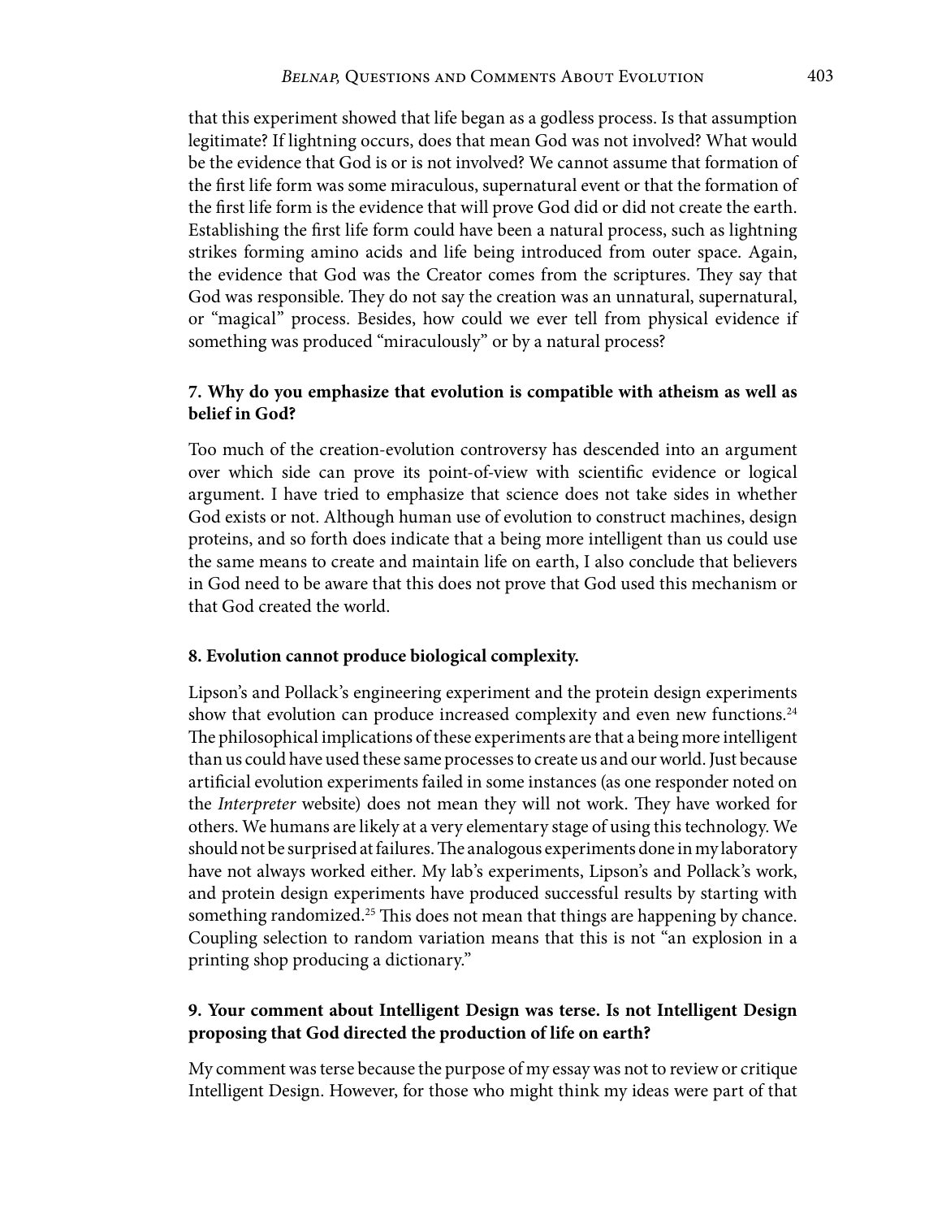that this experiment showed that life began as a godless process. Is that assumption legitimate? If lightning occurs, does that mean God was not involved? What would be the evidence that God is or is not involved? We cannot assume that formation of the first life form was some miraculous, supernatural event or that the formation of the first life form is the evidence that will prove God did or did not create the earth. Establishing the first life form could have been a natural process, such as lightning strikes forming amino acids and life being introduced from outer space. Again, the evidence that God was the Creator comes from the scriptures. They say that God was responsible. They do not say the creation was an unnatural, supernatural, or "magical" process. Besides, how could we ever tell from physical evidence if something was produced "miraculously" or by a natural process?

### 7. Why do you emphasize that evolution is compatible with atheism as well as belief in God?

Too much of the creation-evolution controversy has descended into an argument over which side can prove its point-of-view with scientific evidence or logical argument. I have tried to emphasize that science does not take sides in whether God exists or not. Although human use of evolution to construct machines, design proteins, and so forth does indicate that a being more intelligent than us could use the same means to create and maintain life on earth, I also conclude that believers in God need to be aware that this does not prove that God used this mechanism or that God created the world.

### 8. Evolution cannot produce biological complexity.

Lipson's and Pollack's engineering experiment and the protein design experiments show that evolution can produce increased complexity and even new functions.[24] The philosophical implications of these experiments are that a being more intelligent than us could have used these same processes to create us and our world. Just because artificial evolution experiments failed in some instances (as one responder noted on the *Interpreter* website) does not mean they will not work. They have worked for others. We humans are likely at a very elementary stage of using this technology. We should not be surprised at failures. The analogous experiments done in my laboratory have not always worked either. My lab's experiments, Lipson's and Pollack's work, and protein design experiments have produced successful results by starting with something randomized.[25] This does not mean that things are happening by chance. Coupling selection to random variation means that this is not "an explosion in a printing shop producing a dictionary."

### 9. Your comment about Intelligent Design was terse. Is not Intelligent Design proposing that God directed the production of life on earth?

My comment was terse because the purpose of my essay was not to review or critique Intelligent Design. However, for those who might think my ideas were part of that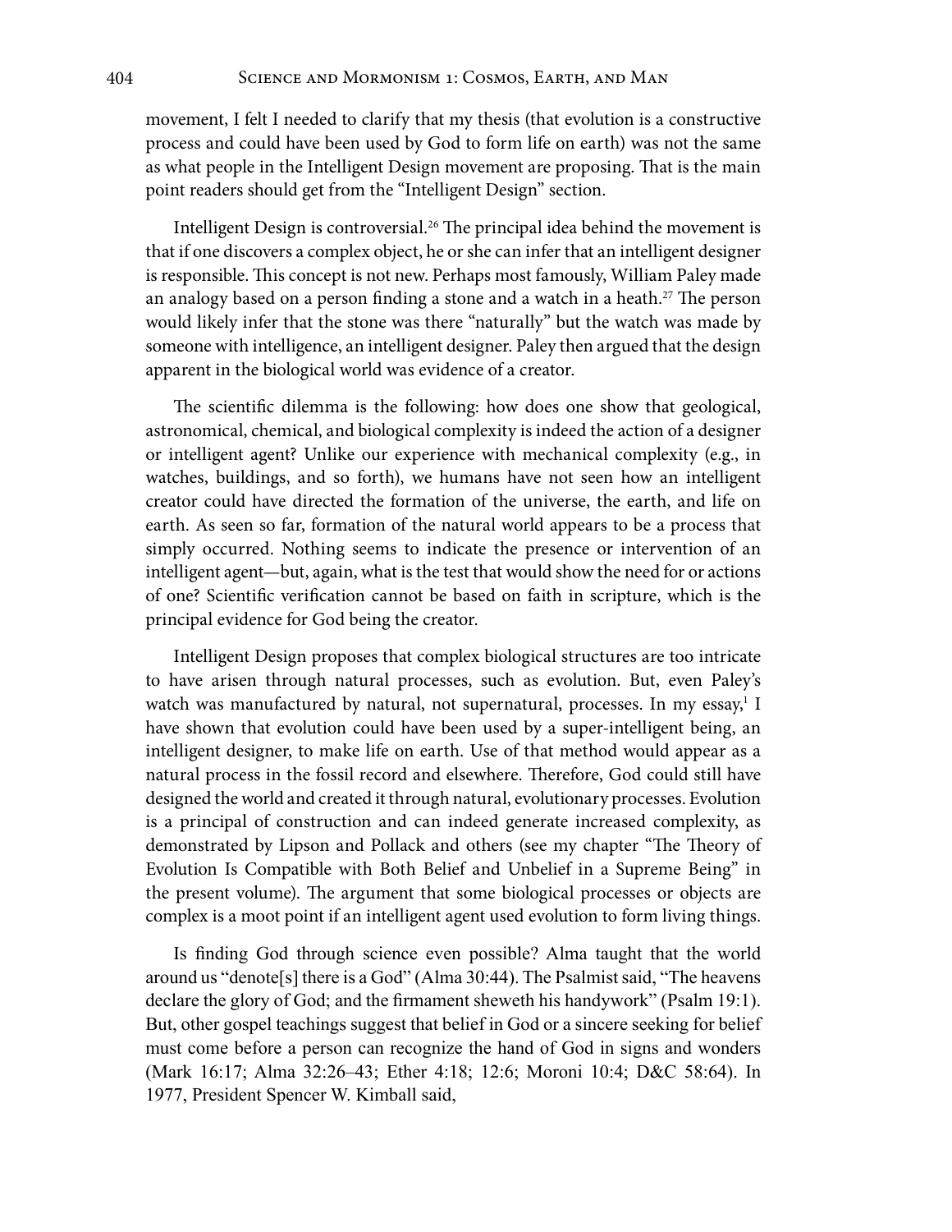movement, I felt I needed to clarify that my thesis (that evolution is a constructive process and could have been used by God to form life on earth) was not the same as what people in the Intelligent Design movement are proposing. That is the main point readers should get from the "Intelligent Design" section.

Intelligent Design is controversial.[26] The principal idea behind the movement is that if one discovers a complex object, he or she can infer that an intelligent designer is responsible. This concept is not new. Perhaps most famously, William Paley made an analogy based on a person finding a stone and a watch in a heath.[27] The person would likely infer that the stone was there "naturally" but the watch was made by someone with intelligence, an intelligent designer. Paley then argued that the design apparent in the biological world was evidence of a creator.

The scientific dilemma is the following: how does one show that geological, astronomical, chemical, and biological complexity is indeed the action of a designer or intelligent agent? Unlike our experience with mechanical complexity (e.g., in watches, buildings, and so forth), we humans have not seen how an intelligent creator could have directed the formation of the universe, the earth, and life on earth. As seen so far, formation of the natural world appears to be a process that simply occurred. Nothing seems to indicate the presence or intervention of an intelligent agent—but, again, what is the test that would show the need for or actions of one? Scientific verification cannot be based on faith in scripture, which is the principal evidence for God being the creator.

Intelligent Design proposes that complex biological structures are too intricate to have arisen through natural processes, such as evolution. But, even Paley's watch was manufactured by natural, not supernatural, processes. In my essay,[1] I have shown that evolution could have been used by a super-intelligent being, an intelligent designer, to make life on earth. Use of that method would appear as a natural process in the fossil record and elsewhere. Therefore, God could still have designed the world and created it through natural, evolutionary processes. Evolution is a principal of construction and can indeed generate increased complexity, as demonstrated by Lipson and Pollack and others (see my chapter "The Theory of Evolution Is Compatible with Both Belief and Unbelief in a Supreme Being" in the present volume). The argument that some biological processes or objects are complex is a moot point if an intelligent agent used evolution to form living things.

Is finding God through science even possible? Alma taught that the world around us "denote[s] there is a God" (Alma 30:44). The Psalmist said, "The heavens declare the glory of God; and the firmament sheweth his handywork" (Psalm 19:1). But, other gospel teachings suggest that belief in God or a sincere seeking for belief must come before a person can recognize the hand of God in signs and wonders (Mark 16:17; Alma 32:26–43; Ether 4:18; 12:6; Moroni 10:4; D&C 58:64). In 1977, President Spencer W. Kimball said,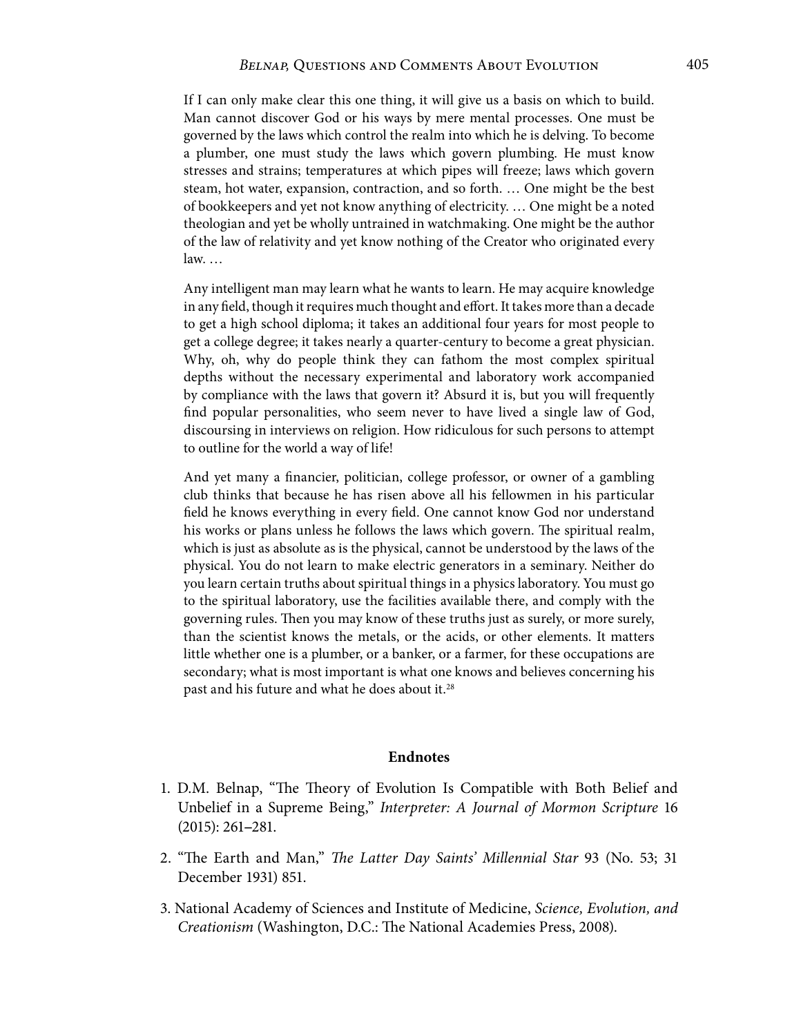> If I can only make clear this one thing, it will give us a basis on which to build. Man cannot discover God or his ways by mere mental processes. One must be governed by the laws which control the realm into which he is delving. To become a plumber, one must study the laws which govern plumbing. He must know stresses and strains; temperatures at which pipes will freeze; laws which govern steam, hot water, expansion, contraction, and so forth. … One might be the best of bookkeepers and yet not know anything of electricity. … One might be a noted theologian and yet be wholly untrained in watchmaking. One might be the author of the law of relativity and yet know nothing of the Creator who originated every law. …
>
> Any intelligent man may learn what he wants to learn. He may acquire knowledge in any field, though it requires much thought and effort. It takes more than a decade to get a high school diploma; it takes an additional four years for most people to get a college degree; it takes nearly a quarter-century to become a great physician. Why, oh, why do people think they can fathom the most complex spiritual depths without the necessary experimental and laboratory work accompanied by compliance with the laws that govern it? Absurd it is, but you will frequently find popular personalities, who seem never to have lived a single law of God, discoursing in interviews on religion. How ridiculous for such persons to attempt to outline for the world a way of life!
>
> And yet many a financier, politician, college professor, or owner of a gambling club thinks that because he has risen above all his fellowmen in his particular field he knows everything in every field. One cannot know God nor understand his works or plans unless he follows the laws which govern. The spiritual realm, which is just as absolute as is the physical, cannot be understood by the laws of the physical. You do not learn to make electric generators in a seminary. Neither do you learn certain truths about spiritual things in a physics laboratory. You must go to the spiritual laboratory, use the facilities available there, and comply with the governing rules. Then you may know of these truths just as surely, or more surely, than the scientist knows the metals, or the acids, or other elements. It matters little whether one is a plumber, or a banker, or a farmer, for these occupations are secondary; what is most important is what one knows and believes concerning his past and his future and what he does about it.[28]

## Endnotes

1. D.M. Belnap, "The Theory of Evolution Is Compatible with Both Belief and Unbelief in a Supreme Being," *Interpreter: A Journal of Mormon Scripture* 16 (2015): 261–281.
2. "The Earth and Man," *The Latter Day Saints' Millennial Star* 93 (No. 53; 31 December 1931) 851.
3. National Academy of Sciences and Institute of Medicine, *Science, Evolution, and Creationism* (Washington, D.C.: The National Academies Press, 2008).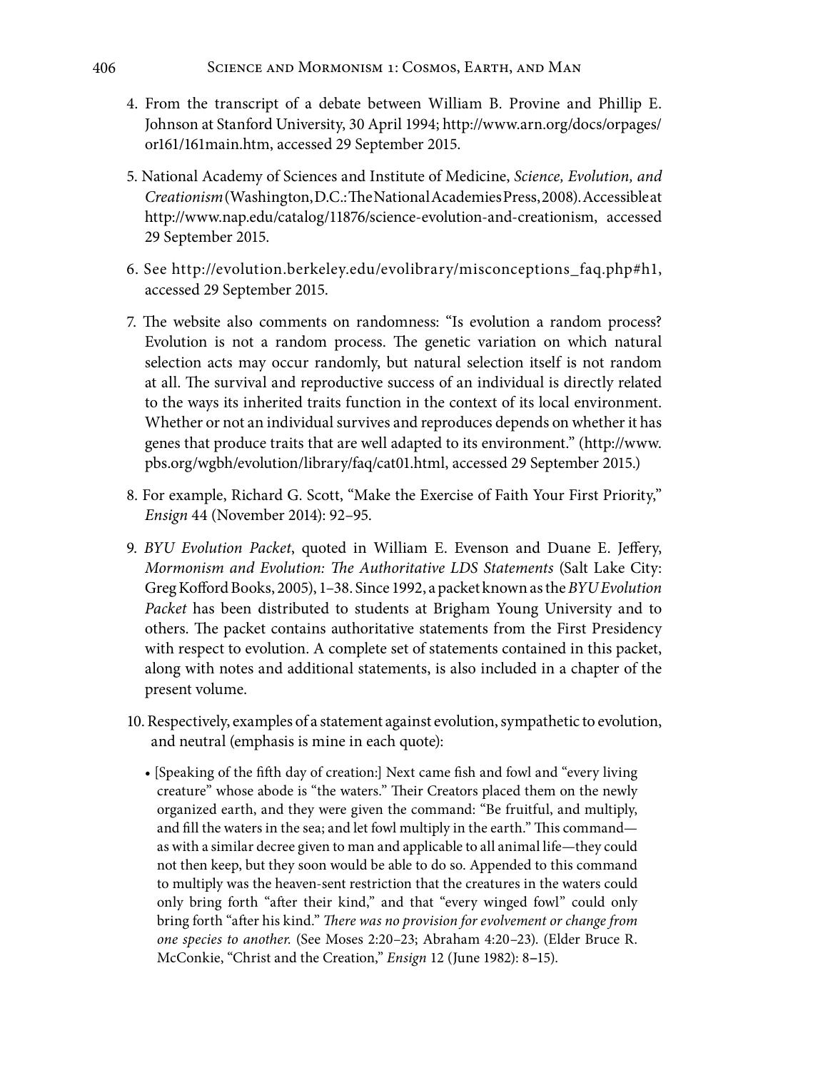4. From the transcript of a debate between William B. Provine and Phillip E. Johnson at Stanford University, 30 April 1994; http://www.arn.org/docs/orpages/or161/161main.htm, accessed 29 September 2015.

5. National Academy of Sciences and Institute of Medicine, *Science, Evolution, and Creationism* (Washington, D.C.: The National Academies Press, 2008). Accessible at http://www.nap.edu/catalog/11876/science-evolution-and-creationism, accessed 29 September 2015.

6. See http://evolution.berkeley.edu/evolibrary/misconceptions_faq.php#h1, accessed 29 September 2015.

7. The website also comments on randomness: "Is evolution a random process? Evolution is not a random process. The genetic variation on which natural selection acts may occur randomly, but natural selection itself is not random at all. The survival and reproductive success of an individual is directly related to the ways its inherited traits function in the context of its local environment. Whether or not an individual survives and reproduces depends on whether it has genes that produce traits that are well adapted to its environment." (http://www.pbs.org/wgbh/evolution/library/faq/cat01.html, accessed 29 September 2015.)

8. For example, Richard G. Scott, "Make the Exercise of Faith Your First Priority," *Ensign* 44 (November 2014): 92–95.

9. *BYU Evolution Packet*, quoted in William E. Evenson and Duane E. Jeffery, *Mormonism and Evolution: The Authoritative LDS Statements* (Salt Lake City: Greg Kofford Books, 2005), 1–38. Since 1992, a packet known as the *BYU Evolution Packet* has been distributed to students at Brigham Young University and to others. The packet contains authoritative statements from the First Presidency with respect to evolution. A complete set of statements contained in this packet, along with notes and additional statements, is also included in a chapter of the present volume.

10. Respectively, examples of a statement against evolution, sympathetic to evolution, and neutral (emphasis is mine in each quote):

    - [Speaking of the fifth day of creation:] Next came fish and fowl and "every living creature" whose abode is "the waters." Their Creators placed them on the newly organized earth, and they were given the command: "Be fruitful, and multiply, and fill the waters in the sea; and let fowl multiply in the earth." This command—as with a similar decree given to man and applicable to all animal life—they could not then keep, but they soon would be able to do so. Appended to this command to multiply was the heaven-sent restriction that the creatures in the waters could only bring forth "after their kind," and that "every winged fowl" could only bring forth "after his kind." *There was no provision for evolvement or change from one species to another.* (See Moses 2:20–23; Abraham 4:20–23). (Elder Bruce R. McConkie, "Christ and the Creation," *Ensign* 12 (June 1982): 8–15).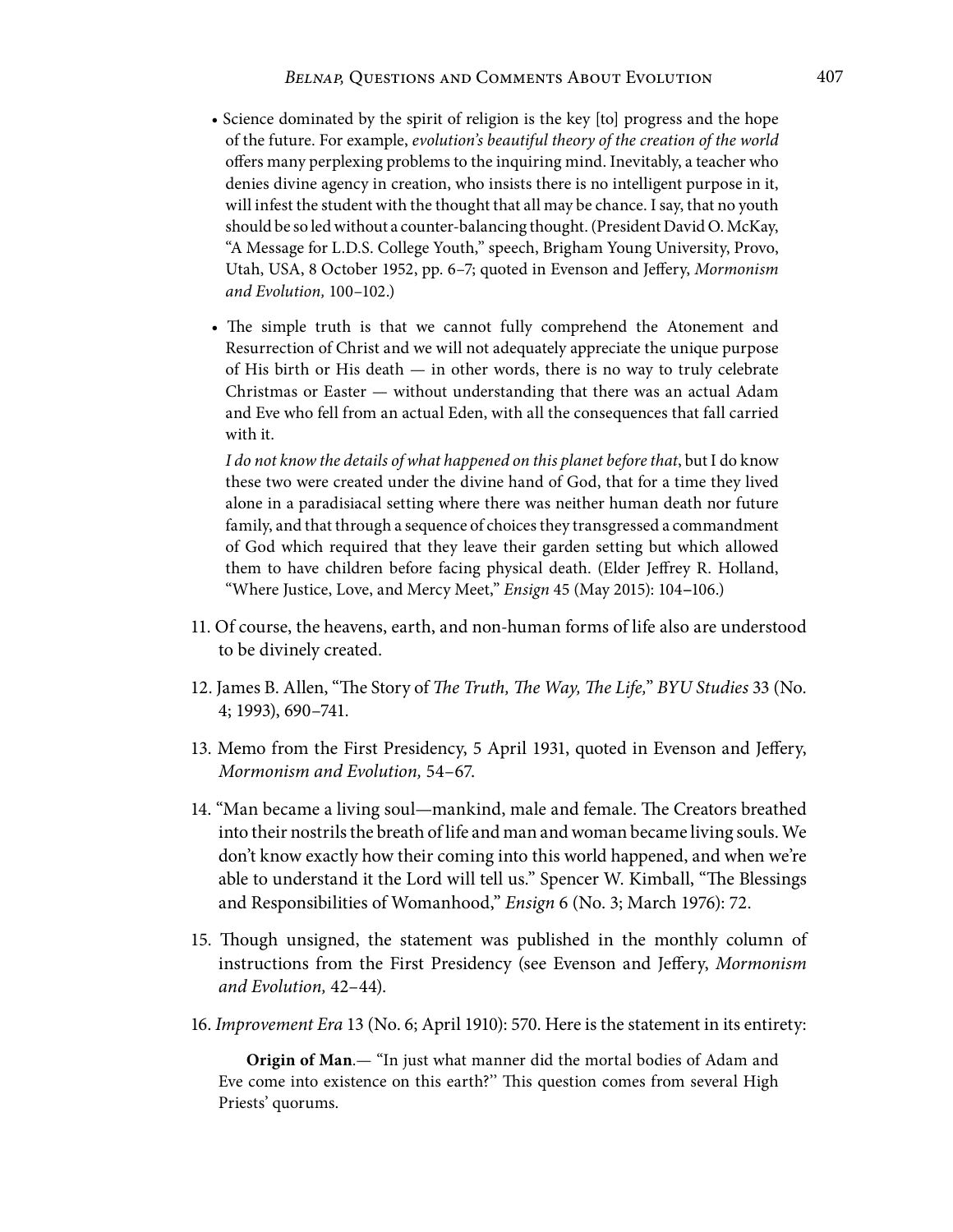- Science dominated by the spirit of religion is the key [to] progress and the hope of the future. For example, *evolution's beautiful theory of the creation of the world* offers many perplexing problems to the inquiring mind. Inevitably, a teacher who denies divine agency in creation, who insists there is no intelligent purpose in it, will infest the student with the thought that all may be chance. I say, that no youth should be so led without a counter-balancing thought. (President David O. McKay, "A Message for L.D.S. College Youth," speech, Brigham Young University, Provo, Utah, USA, 8 October 1952, pp. 6–7; quoted in Evenson and Jeffery, *Mormonism and Evolution,* 100–102.)

- The simple truth is that we cannot fully comprehend the Atonement and Resurrection of Christ and we will not adequately appreciate the unique purpose of His birth or His death — in other words, there is no way to truly celebrate Christmas or Easter — without understanding that there was an actual Adam and Eve who fell from an actual Eden, with all the consequences that fall carried with it.

  *I do not know the details of what happened on this planet before that*, but I do know these two were created under the divine hand of God, that for a time they lived alone in a paradisiacal setting where there was neither human death nor future family, and that through a sequence of choices they transgressed a commandment of God which required that they leave their garden setting but which allowed them to have children before facing physical death. (Elder Jeffrey R. Holland, "Where Justice, Love, and Mercy Meet," *Ensign* 45 (May 2015): 104–106.)

11. Of course, the heavens, earth, and non-human forms of life also are understood to be divinely created.

12. James B. Allen, "The Story of *The Truth, The Way, The Life,*" *BYU Studies* 33 (No. 4; 1993), 690–741.

13. Memo from the First Presidency, 5 April 1931, quoted in Evenson and Jeffery, *Mormonism and Evolution,* 54–67.

14. "Man became a living soul—mankind, male and female. The Creators breathed into their nostrils the breath of life and man and woman became living souls. We don't know exactly how their coming into this world happened, and when we're able to understand it the Lord will tell us." Spencer W. Kimball, "The Blessings and Responsibilities of Womanhood," *Ensign* 6 (No. 3; March 1976): 72.

15. Though unsigned, the statement was published in the monthly column of instructions from the First Presidency (see Evenson and Jeffery, *Mormonism and Evolution,* 42–44).

16. *Improvement Era* 13 (No. 6; April 1910): 570. Here is the statement in its entirety:

    **Origin of Man**.— "In just what manner did the mortal bodies of Adam and Eve come into existence on this earth?" This question comes from several High Priests' quorums.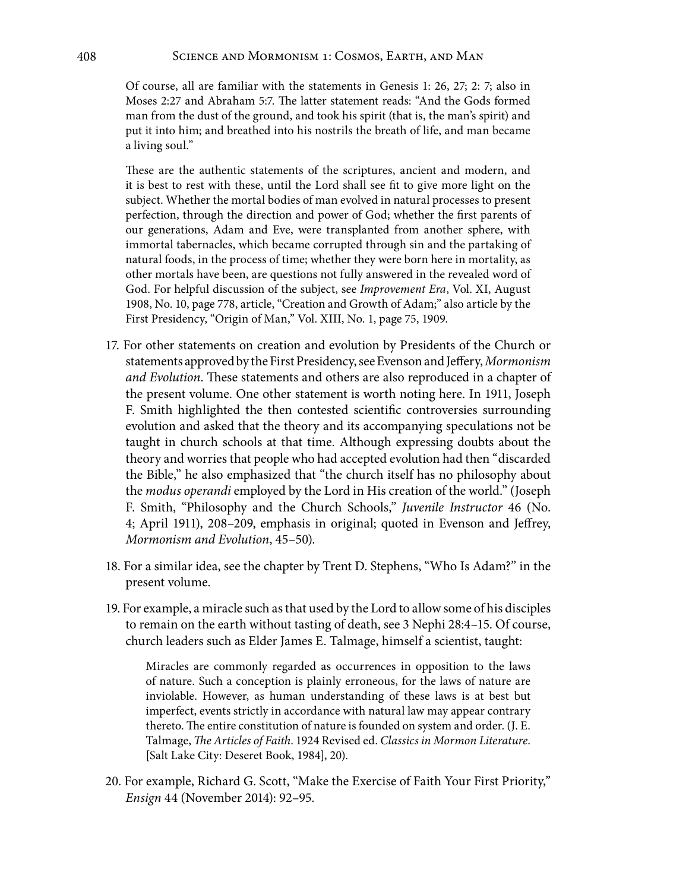> Of course, all are familiar with the statements in Genesis 1: 26, 27; 2: 7; also in Moses 2:27 and Abraham 5:7. The latter statement reads: "And the Gods formed man from the dust of the ground, and took his spirit (that is, the man's spirit) and put it into him; and breathed into his nostrils the breath of life, and man became a living soul."
>
> These are the authentic statements of the scriptures, ancient and modern, and it is best to rest with these, until the Lord shall see fit to give more light on the subject. Whether the mortal bodies of man evolved in natural processes to present perfection, through the direction and power of God; whether the first parents of our generations, Adam and Eve, were transplanted from another sphere, with immortal tabernacles, which became corrupted through sin and the partaking of natural foods, in the process of time; whether they were born here in mortality, as other mortals have been, are questions not fully answered in the revealed word of God. For helpful discussion of the subject, see *Improvement Era*, Vol. XI, August 1908, No. 10, page 778, article, "Creation and Growth of Adam;" also article by the First Presidency, "Origin of Man," Vol. XIII, No. 1, page 75, 1909.

17. For other statements on creation and evolution by Presidents of the Church or statements approved by the First Presidency, see Evenson and Jeffery, *Mormonism and Evolution*. These statements and others are also reproduced in a chapter of the present volume. One other statement is worth noting here. In 1911, Joseph F. Smith highlighted the then contested scientific controversies surrounding evolution and asked that the theory and its accompanying speculations not be taught in church schools at that time. Although expressing doubts about the theory and worries that people who had accepted evolution had then "discarded the Bible," he also emphasized that "the church itself has no philosophy about the *modus operandi* employed by the Lord in His creation of the world." (Joseph F. Smith, "Philosophy and the Church Schools," *Juvenile Instructor* 46 (No. 4; April 1911), 208–209, emphasis in original; quoted in Evenson and Jeffrey, *Mormonism and Evolution*, 45–50).

18. For a similar idea, see the chapter by Trent D. Stephens, "Who Is Adam?" in the present volume.

19. For example, a miracle such as that used by the Lord to allow some of his disciples to remain on the earth without tasting of death, see 3 Nephi 28:4–15. Of course, church leaders such as Elder James E. Talmage, himself a scientist, taught:

    > Miracles are commonly regarded as occurrences in opposition to the laws of nature. Such a conception is plainly erroneous, for the laws of nature are inviolable. However, as human understanding of these laws is at best but imperfect, events strictly in accordance with natural law may appear contrary thereto. The entire constitution of nature is founded on system and order. (J. E. Talmage, *The Articles of Faith*. 1924 Revised ed. *Classics in Mormon Literature*. [Salt Lake City: Deseret Book, 1984], 20).

20. For example, Richard G. Scott, "Make the Exercise of Faith Your First Priority," *Ensign* 44 (November 2014): 92–95.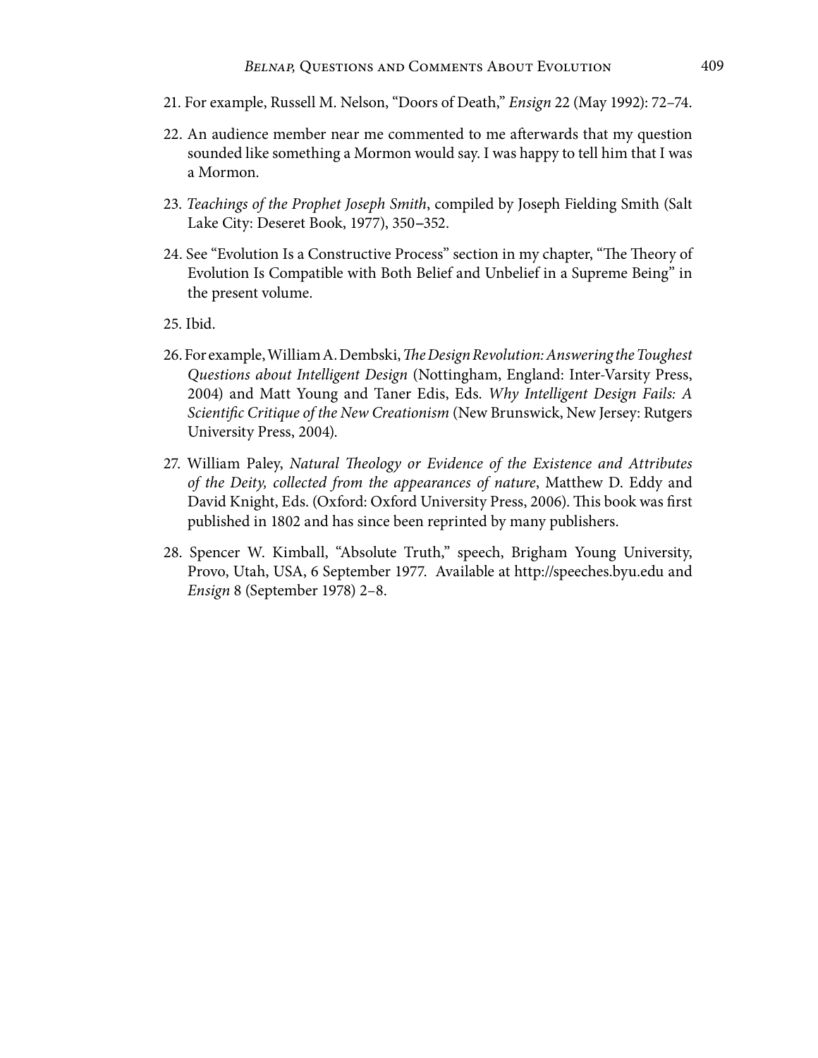21. For example, Russell M. Nelson, "Doors of Death," *Ensign* 22 (May 1992): 72–74.

22. An audience member near me commented to me afterwards that my question sounded like something a Mormon would say. I was happy to tell him that I was a Mormon.

23. *Teachings of the Prophet Joseph Smith*, compiled by Joseph Fielding Smith (Salt Lake City: Deseret Book, 1977), 350–352.

24. See "Evolution Is a Constructive Process" section in my chapter, "The Theory of Evolution Is Compatible with Both Belief and Unbelief in a Supreme Being" in the present volume.

25. Ibid.

26. For example, William A. Dembski, *The Design Revolution: Answering the Toughest Questions about Intelligent Design* (Nottingham, England: Inter-Varsity Press, 2004) and Matt Young and Taner Edis, Eds. *Why Intelligent Design Fails: A Scientific Critique of the New Creationism* (New Brunswick, New Jersey: Rutgers University Press, 2004).

27. William Paley, *Natural Theology or Evidence of the Existence and Attributes of the Deity, collected from the appearances of nature*, Matthew D. Eddy and David Knight, Eds. (Oxford: Oxford University Press, 2006). This book was first published in 1802 and has since been reprinted by many publishers.

28. Spencer W. Kimball, "Absolute Truth," speech, Brigham Young University, Provo, Utah, USA, 6 September 1977. Available at http://speeches.byu.edu and *Ensign* 8 (September 1978) 2–8.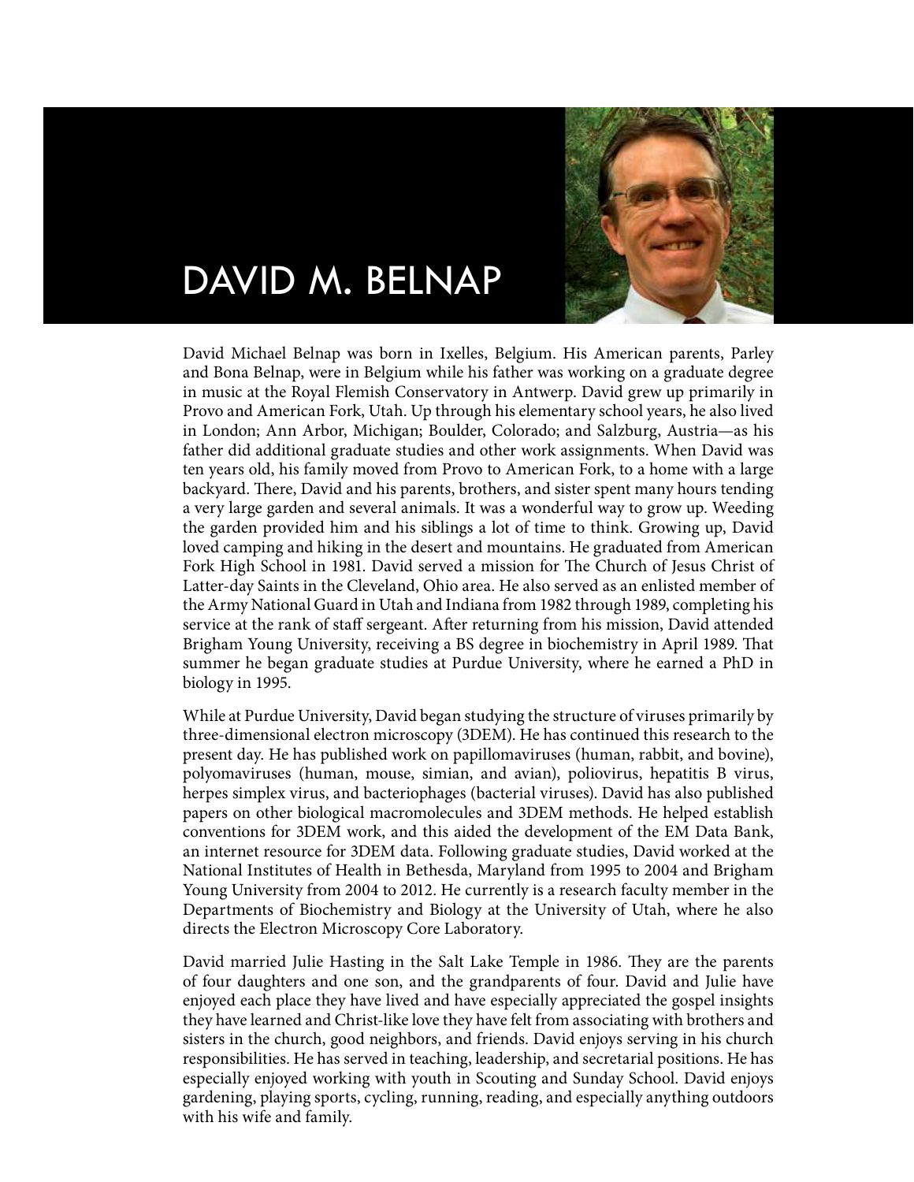# DAVID M. BELNAP

David Michael Belnap was born in Ixelles, Belgium. His American parents, Parley and Bona Belnap, were in Belgium while his father was working on a graduate degree in music at the Royal Flemish Conservatory in Antwerp. David grew up primarily in Provo and American Fork, Utah. Up through his elementary school years, he also lived in London; Ann Arbor, Michigan; Boulder, Colorado; and Salzburg, Austria—as his father did additional graduate studies and other work assignments. When David was ten years old, his family moved from Provo to American Fork, to a home with a large backyard. There, David and his parents, brothers, and sister spent many hours tending a very large garden and several animals. It was a wonderful way to grow up. Weeding the garden provided him and his siblings a lot of time to think. Growing up, David loved camping and hiking in the desert and mountains. He graduated from American Fork High School in 1981. David served a mission for The Church of Jesus Christ of Latter-day Saints in the Cleveland, Ohio area. He also served as an enlisted member of the Army National Guard in Utah and Indiana from 1982 through 1989, completing his service at the rank of staff sergeant. After returning from his mission, David attended Brigham Young University, receiving a BS degree in biochemistry in April 1989. That summer he began graduate studies at Purdue University, where he earned a PhD in biology in 1995.

While at Purdue University, David began studying the structure of viruses primarily by three-dimensional electron microscopy (3DEM). He has continued this research to the present day. He has published work on papillomaviruses (human, rabbit, and bovine), polyomaviruses (human, mouse, simian, and avian), poliovirus, hepatitis B virus, herpes simplex virus, and bacteriophages (bacterial viruses). David has also published papers on other biological macromolecules and 3DEM methods. He helped establish conventions for 3DEM work, and this aided the development of the EM Data Bank, an internet resource for 3DEM data. Following graduate studies, David worked at the National Institutes of Health in Bethesda, Maryland from 1995 to 2004 and Brigham Young University from 2004 to 2012. He currently is a research faculty member in the Departments of Biochemistry and Biology at the University of Utah, where he also directs the Electron Microscopy Core Laboratory.

David married Julie Hasting in the Salt Lake Temple in 1986. They are the parents of four daughters and one son, and the grandparents of four. David and Julie have enjoyed each place they have lived and have especially appreciated the gospel insights they have learned and Christ-like love they have felt from associating with brothers and sisters in the church, good neighbors, and friends. David enjoys serving in his church responsibilities. He has served in teaching, leadership, and secretarial positions. He has especially enjoyed working with youth in Scouting and Sunday School. David enjoys gardening, playing sports, cycling, running, reading, and especially anything outdoors with his wife and family.